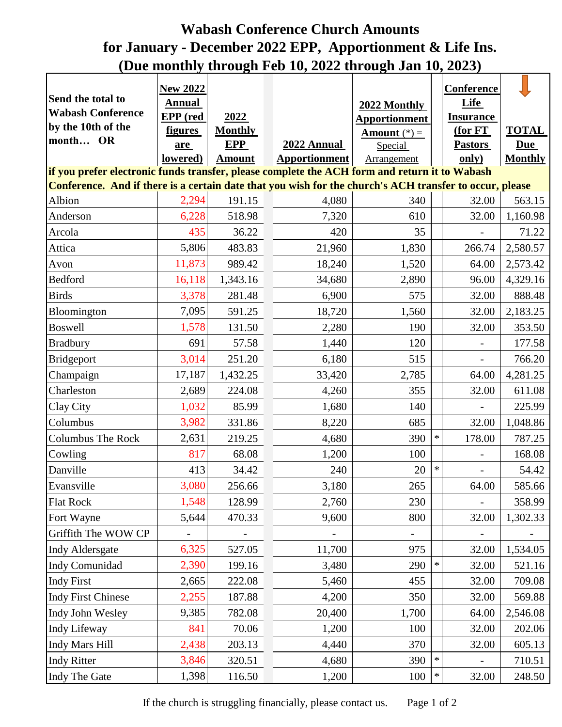# Wabash Conference Church Amounts
## for January - December 2022 EPP, Apportionment & Life Ins.
## (Due monthly through Feb 10, 2022 through Jan 10, 2023)

| Send the total to Wabash Conference by the 10th of the month… OR | New 2022 Annual EPP (red figures are lowered) | 2022 Monthly EPP Amount | 2022 Annual Apportionment | 2022 Monthly Apportionment Amount (*) = Special Arrangement | | Conference Life Insurance (for FT Pastors only) | TOTAL Due Monthly |
|---|---|---|---|---|---|---|---|
| if you prefer electronic funds transfer, please complete the ACH form and return it to Wabash Conference. And if there is a certain date that you wish for the church's ACH transfer to occur, please | | | | | | | |
| Albion | 2,294 | 191.15 | 4,080 | 340 | | 32.00 | 563.15 |
| Anderson | 6,228 | 518.98 | 7,320 | 610 | | 32.00 | 1,160.98 |
| Arcola | 435 | 36.22 | 420 | 35 | | - | 71.22 |
| Attica | 5,806 | 483.83 | 21,960 | 1,830 | | 266.74 | 2,580.57 |
| Avon | 11,873 | 989.42 | 18,240 | 1,520 | | 64.00 | 2,573.42 |
| Bedford | 16,118 | 1,343.16 | 34,680 | 2,890 | | 96.00 | 4,329.16 |
| Birds | 3,378 | 281.48 | 6,900 | 575 | | 32.00 | 888.48 |
| Bloomington | 7,095 | 591.25 | 18,720 | 1,560 | | 32.00 | 2,183.25 |
| Boswell | 1,578 | 131.50 | 2,280 | 190 | | 32.00 | 353.50 |
| Bradbury | 691 | 57.58 | 1,440 | 120 | | - | 177.58 |
| Bridgeport | 3,014 | 251.20 | 6,180 | 515 | | - | 766.20 |
| Champaign | 17,187 | 1,432.25 | 33,420 | 2,785 | | 64.00 | 4,281.25 |
| Charleston | 2,689 | 224.08 | 4,260 | 355 | | 32.00 | 611.08 |
| Clay City | 1,032 | 85.99 | 1,680 | 140 | | - | 225.99 |
| Columbus | 3,982 | 331.86 | 8,220 | 685 | | 32.00 | 1,048.86 |
| Columbus The Rock | 2,631 | 219.25 | 4,680 | 390 | * | 178.00 | 787.25 |
| Cowling | 817 | 68.08 | 1,200 | 100 | | - | 168.08 |
| Danville | 413 | 34.42 | 240 | 20 | * | - | 54.42 |
| Evansville | 3,080 | 256.66 | 3,180 | 265 | | 64.00 | 585.66 |
| Flat Rock | 1,548 | 128.99 | 2,760 | 230 | | - | 358.99 |
| Fort Wayne | 5,644 | 470.33 | 9,600 | 800 | | 32.00 | 1,302.33 |
| Griffith The WOW CP | - | - | - | - | | - | - |
| Indy Aldersgate | 6,325 | 527.05 | 11,700 | 975 | | 32.00 | 1,534.05 |
| Indy Comunidad | 2,390 | 199.16 | 3,480 | 290 | * | 32.00 | 521.16 |
| Indy First | 2,665 | 222.08 | 5,460 | 455 | | 32.00 | 709.08 |
| Indy First Chinese | 2,255 | 187.88 | 4,200 | 350 | | 32.00 | 569.88 |
| Indy John Wesley | 9,385 | 782.08 | 20,400 | 1,700 | | 64.00 | 2,546.08 |
| Indy Lifeway | 841 | 70.06 | 1,200 | 100 | | 32.00 | 202.06 |
| Indy Mars Hill | 2,438 | 203.13 | 4,440 | 370 | | 32.00 | 605.13 |
| Indy Ritter | 3,846 | 320.51 | 4,680 | 390 | * | - | 710.51 |
| Indy The Gate | 1,398 | 116.50 | 1,200 | 100 | * | 32.00 | 248.50 |

If the church is struggling financially, please contact us.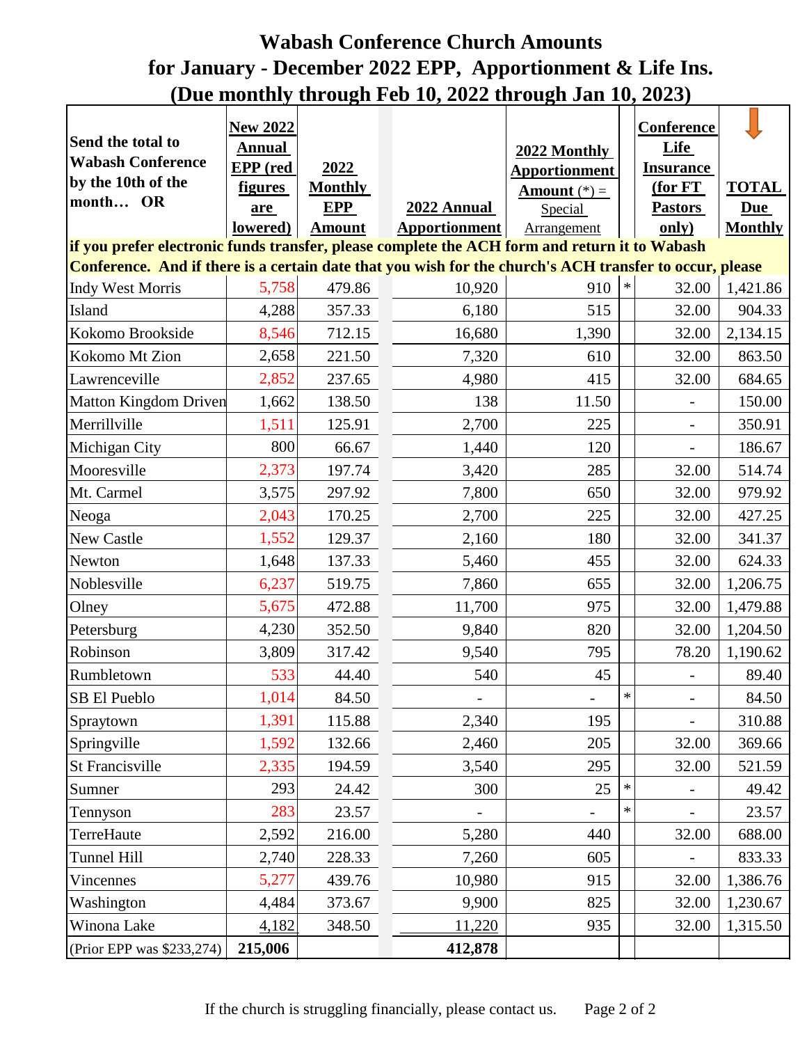# Wabash Conference Church Amounts for January - December 2022 EPP, Apportionment & Life Ins. (Due monthly through Feb 10, 2022 through Jan 10, 2023)

| Send the total to Wabash Conference by the 10th of the month… OR | New 2022 Annual EPP (red figures are lowered) | 2022 Monthly EPP Amount | 2022 Annual Apportionment | 2022 Monthly Apportionment Amount (*) = Special Arrangement | | Conference Life Insurance (for FT Pastors only) | TOTAL Due Monthly |
|---|---|---|---|---|---|---|---|
| **if you prefer electronic funds transfer, please complete the ACH form and return it to Wabash Conference. And if there is a certain date that you wish for the church's ACH transfer to occur, please** | | | | | | | |
| Indy West Morris | 5,758 | 479.86 | 10,920 | 910 | * | 32.00 | 1,421.86 |
| Island | 4,288 | 357.33 | 6,180 | 515 | | 32.00 | 904.33 |
| Kokomo Brookside | 8,546 | 712.15 | 16,680 | 1,390 | | 32.00 | 2,134.15 |
| Kokomo Mt Zion | 2,658 | 221.50 | 7,320 | 610 | | 32.00 | 863.50 |
| Lawrenceville | 2,852 | 237.65 | 4,980 | 415 | | 32.00 | 684.65 |
| Matton Kingdom Driven | 1,662 | 138.50 | 138 | 11.50 | | - | 150.00 |
| Merrillville | 1,511 | 125.91 | 2,700 | 225 | | - | 350.91 |
| Michigan City | 800 | 66.67 | 1,440 | 120 | | - | 186.67 |
| Mooresville | 2,373 | 197.74 | 3,420 | 285 | | 32.00 | 514.74 |
| Mt. Carmel | 3,575 | 297.92 | 7,800 | 650 | | 32.00 | 979.92 |
| Neoga | 2,043 | 170.25 | 2,700 | 225 | | 32.00 | 427.25 |
| New Castle | 1,552 | 129.37 | 2,160 | 180 | | 32.00 | 341.37 |
| Newton | 1,648 | 137.33 | 5,460 | 455 | | 32.00 | 624.33 |
| Noblesville | 6,237 | 519.75 | 7,860 | 655 | | 32.00 | 1,206.75 |
| Olney | 5,675 | 472.88 | 11,700 | 975 | | 32.00 | 1,479.88 |
| Petersburg | 4,230 | 352.50 | 9,840 | 820 | | 32.00 | 1,204.50 |
| Robinson | 3,809 | 317.42 | 9,540 | 795 | | 78.20 | 1,190.62 |
| Rumbletown | 533 | 44.40 | 540 | 45 | | - | 89.40 |
| SB El Pueblo | 1,014 | 84.50 | - | - | * | - | 84.50 |
| Spraytown | 1,391 | 115.88 | 2,340 | 195 | | - | 310.88 |
| Springville | 1,592 | 132.66 | 2,460 | 205 | | 32.00 | 369.66 |
| St Francisville | 2,335 | 194.59 | 3,540 | 295 | | 32.00 | 521.59 |
| Sumner | 293 | 24.42 | 300 | 25 | * | - | 49.42 |
| Tennyson | 283 | 23.57 | - | - | * | - | 23.57 |
| TerreHaute | 2,592 | 216.00 | 5,280 | 440 | | 32.00 | 688.00 |
| Tunnel Hill | 2,740 | 228.33 | 7,260 | 605 | | - | 833.33 |
| Vincennes | 5,277 | 439.76 | 10,980 | 915 | | 32.00 | 1,386.76 |
| Washington | 4,484 | 373.67 | 9,900 | 825 | | 32.00 | 1,230.67 |
| Winona Lake | 4,182 | 348.50 | 11,220 | 935 | | 32.00 | 1,315.50 |
| (Prior EPP was $233,274) | **215,006** | | **412,878** | | | | |

If the church is struggling financially, please contact us.